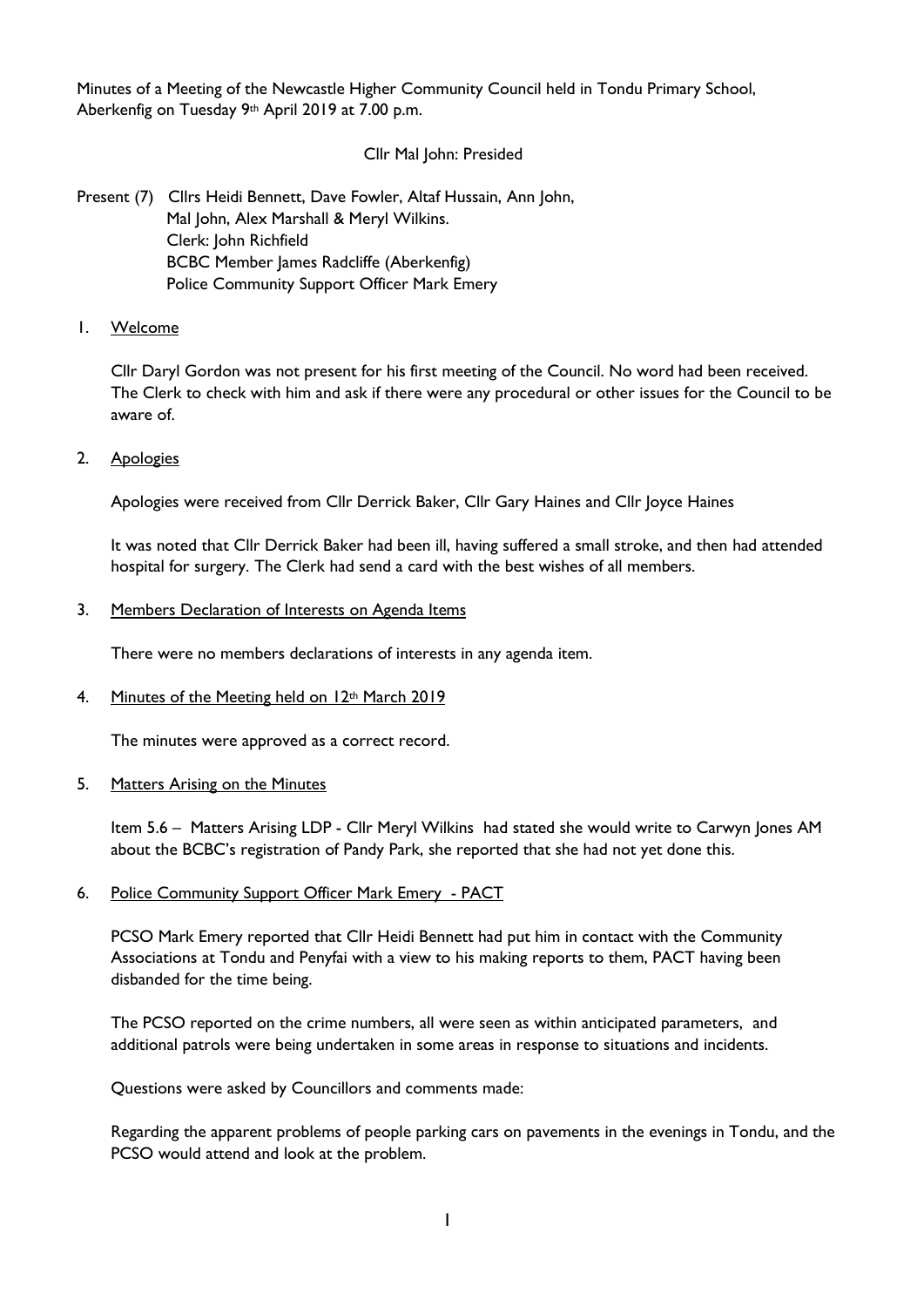Minutes of a Meeting of the Newcastle Higher Community Council held in Tondu Primary School, Aberkenfig on Tuesday 9th April 2019 at 7.00 p.m.

Cllr Mal John: Presided

Present (7) Cllrs Heidi Bennett, Dave Fowler, Altaf Hussain, Ann John, Mal John, Alex Marshall & Meryl Wilkins.
Clerk: John Richfield
BCBC Member James Radcliffe (Aberkenfig)
Police Community Support Officer Mark Emery

1. Welcome

Cllr Daryl Gordon was not present for his first meeting of the Council. No word had been received. The Clerk to check with him and ask if there were any procedural or other issues for the Council to be aware of.

2. Apologies

Apologies were received from Cllr Derrick Baker, Cllr Gary Haines and Cllr Joyce Haines

It was noted that Cllr Derrick Baker had been ill, having suffered a small stroke, and then had attended hospital for surgery. The Clerk had send a card with the best wishes of all members.

3. Members Declaration of Interests on Agenda Items

There were no members declarations of interests in any agenda item.

4. Minutes of the Meeting held on 12th March 2019

The minutes were approved as a correct record.

5. Matters Arising on the Minutes

Item 5.6 – Matters Arising LDP - Cllr Meryl Wilkins had stated she would write to Carwyn Jones AM about the BCBC's registration of Pandy Park, she reported that she had not yet done this.

6. Police Community Support Officer Mark Emery - PACT

PCSO Mark Emery reported that Cllr Heidi Bennett had put him in contact with the Community Associations at Tondu and Penyfai with a view to his making reports to them, PACT having been disbanded for the time being.

The PCSO reported on the crime numbers, all were seen as within anticipated parameters, and additional patrols were being undertaken in some areas in response to situations and incidents.

Questions were asked by Councillors and comments made:

Regarding the apparent problems of people parking cars on pavements in the evenings in Tondu, and the PCSO would attend and look at the problem.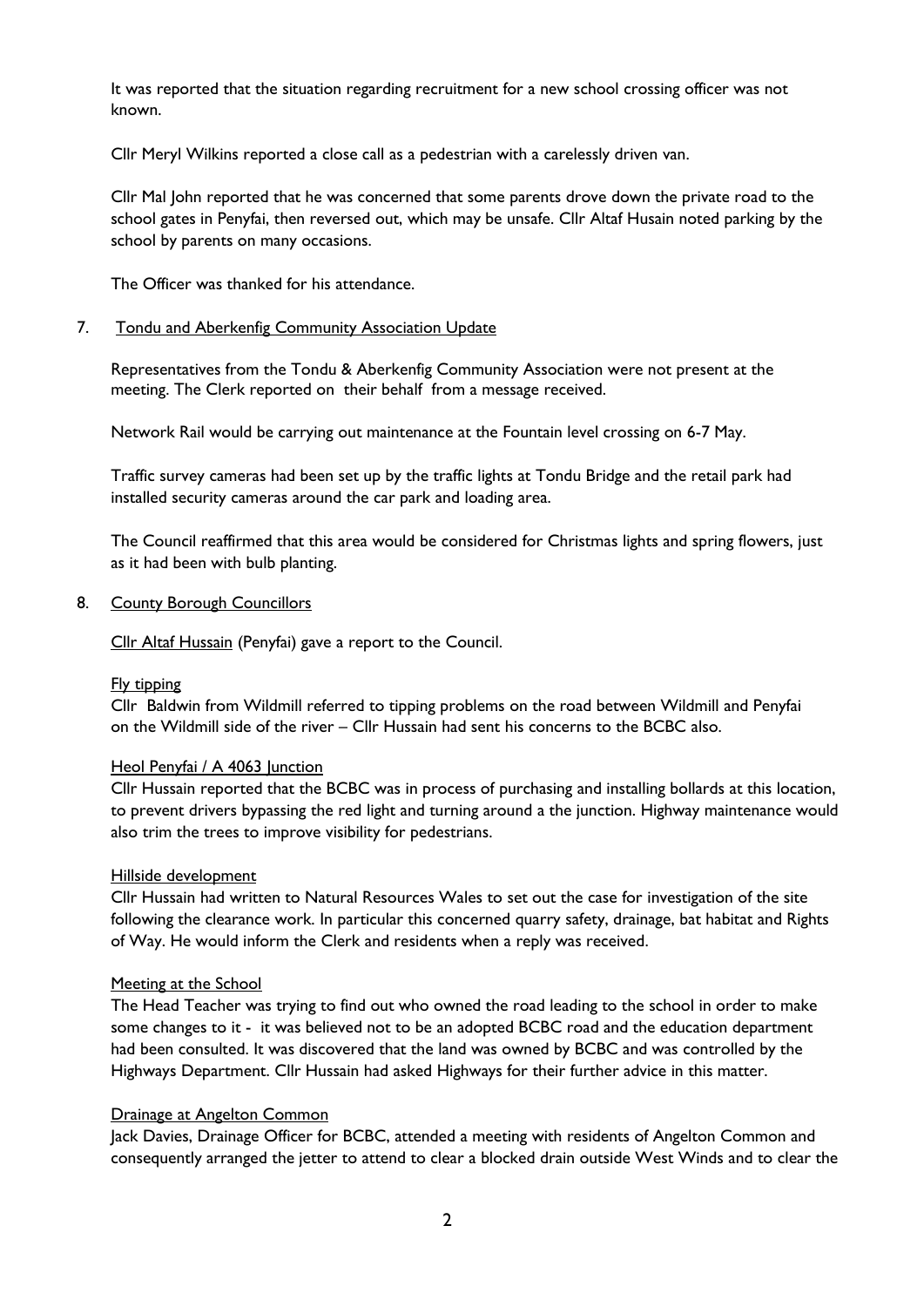It was reported that the situation regarding recruitment for a new school crossing officer was not known.

Cllr Meryl Wilkins reported a close call as a pedestrian with a carelessly driven van.

Cllr Mal John reported that he was concerned that some parents drove down the private road to the school gates in Penyfai, then reversed out, which may be unsafe. Cllr Altaf Husain noted parking by the school by parents on many occasions.

The Officer was thanked for his attendance.

7. Tondu and Aberkenfig Community Association Update

Representatives from the Tondu & Aberkenfig Community Association were not present at the meeting. The Clerk reported on their behalf from a message received.

Network Rail would be carrying out maintenance at the Fountain level crossing on 6-7 May.

Traffic survey cameras had been set up by the traffic lights at Tondu Bridge and the retail park had installed security cameras around the car park and loading area.

The Council reaffirmed that this area would be considered for Christmas lights and spring flowers, just as it had been with bulb planting.

8. County Borough Councillors

Cllr Altaf Hussain (Penyfai) gave a report to the Council.

Fly tipping

Cllr Baldwin from Wildmill referred to tipping problems on the road between Wildmill and Penyfai on the Wildmill side of the river – Cllr Hussain had sent his concerns to the BCBC also.

Heol Penyfai / A 4063 Junction

Cllr Hussain reported that the BCBC was in process of purchasing and installing bollards at this location, to prevent drivers bypassing the red light and turning around a the junction. Highway maintenance would also trim the trees to improve visibility for pedestrians.

Hillside development

Cllr Hussain had written to Natural Resources Wales to set out the case for investigation of the site following the clearance work. In particular this concerned quarry safety, drainage, bat habitat and Rights of Way. He would inform the Clerk and residents when a reply was received.

Meeting at the School

The Head Teacher was trying to find out who owned the road leading to the school in order to make some changes to it - it was believed not to be an adopted BCBC road and the education department had been consulted. It was discovered that the land was owned by BCBC and was controlled by the Highways Department. Cllr Hussain had asked Highways for their further advice in this matter.

Drainage at Angelton Common

Jack Davies, Drainage Officer for BCBC, attended a meeting with residents of Angelton Common and consequently arranged the jetter to attend to clear a blocked drain outside West Winds and to clear the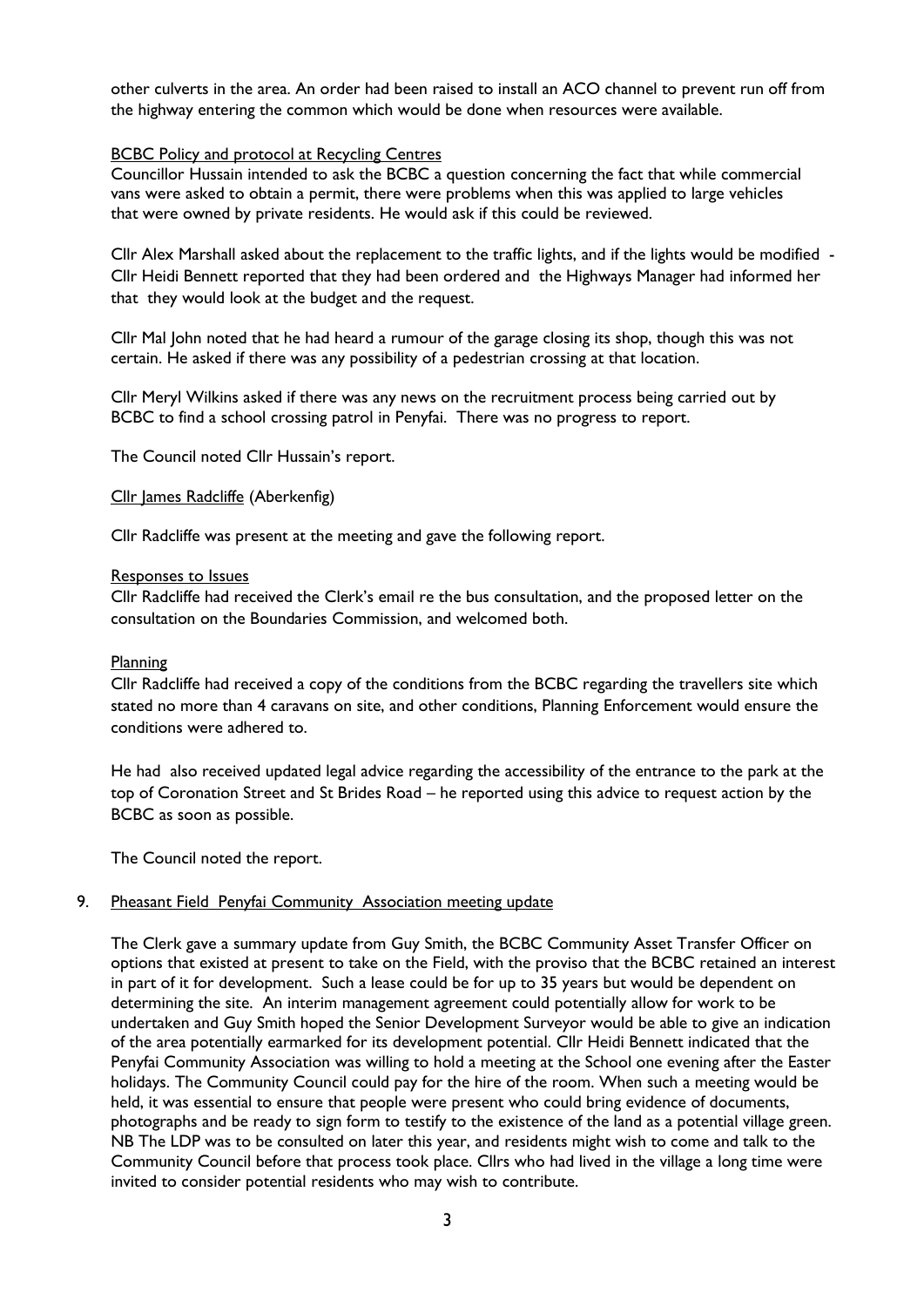other culverts in the area. An order had been raised to install an ACO channel to prevent run off from the highway entering the common which would be done when resources were available.

BCBC Policy and protocol at Recycling Centres

Councillor Hussain intended to ask the BCBC a question concerning the fact that while commercial vans were asked to obtain a permit, there were problems when this was applied to large vehicles that were owned by private residents. He would ask if this could be reviewed.

Cllr Alex Marshall asked about the replacement to the traffic lights, and if the lights would be modified - Cllr Heidi Bennett reported that they had been ordered and the Highways Manager had informed her that they would look at the budget and the request.

Cllr Mal John noted that he had heard a rumour of the garage closing its shop, though this was not certain. He asked if there was any possibility of a pedestrian crossing at that location.

Cllr Meryl Wilkins asked if there was any news on the recruitment process being carried out by BCBC to find a school crossing patrol in Penyfai. There was no progress to report.

The Council noted Cllr Hussain's report.

Cllr James Radcliffe (Aberkenfig)

Cllr Radcliffe was present at the meeting and gave the following report.

Responses to Issues

Cllr Radcliffe had received the Clerk's email re the bus consultation, and the proposed letter on the consultation on the Boundaries Commission, and welcomed both.

Planning

Cllr Radcliffe had received a copy of the conditions from the BCBC regarding the travellers site which stated no more than 4 caravans on site, and other conditions, Planning Enforcement would ensure the conditions were adhered to.

He had also received updated legal advice regarding the accessibility of the entrance to the park at the top of Coronation Street and St Brides Road – he reported using this advice to request action by the BCBC as soon as possible.

The Council noted the report.

9. Pheasant Field Penyfai Community Association meeting update

The Clerk gave a summary update from Guy Smith, the BCBC Community Asset Transfer Officer on options that existed at present to take on the Field, with the proviso that the BCBC retained an interest in part of it for development. Such a lease could be for up to 35 years but would be dependent on determining the site. An interim management agreement could potentially allow for work to be undertaken and Guy Smith hoped the Senior Development Surveyor would be able to give an indication of the area potentially earmarked for its development potential. Cllr Heidi Bennett indicated that the Penyfai Community Association was willing to hold a meeting at the School one evening after the Easter holidays. The Community Council could pay for the hire of the room. When such a meeting would be held, it was essential to ensure that people were present who could bring evidence of documents, photographs and be ready to sign form to testify to the existence of the land as a potential village green. NB The LDP was to be consulted on later this year, and residents might wish to come and talk to the Community Council before that process took place. Cllrs who had lived in the village a long time were invited to consider potential residents who may wish to contribute.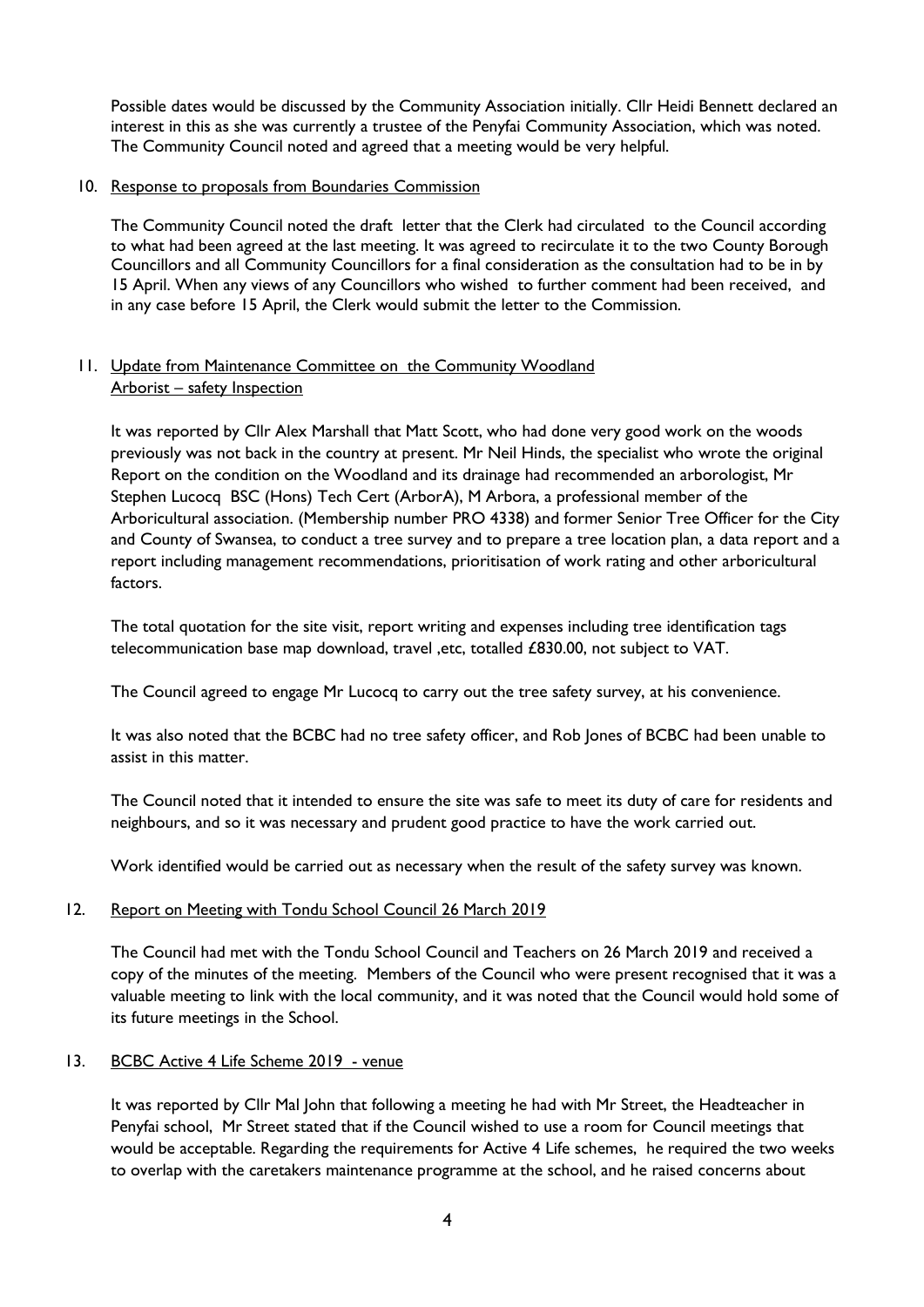Possible dates would be discussed by the Community Association initially. Cllr Heidi Bennett declared an interest in this as she was currently a trustee of the Penyfai Community Association, which was noted. The Community Council noted and agreed that a meeting would be very helpful.

10. Response to proposals from Boundaries Commission

    The Community Council noted the draft letter that the Clerk had circulated to the Council according to what had been agreed at the last meeting. It was agreed to recirculate it to the two County Borough Councillors and all Community Councillors for a final consideration as the consultation had to be in by 15 April. When any views of any Councillors who wished to further comment had been received, and in any case before 15 April, the Clerk would submit the letter to the Commission.

11. Update from Maintenance Committee on the Community Woodland
    Arborist – safety Inspection

    It was reported by Cllr Alex Marshall that Matt Scott, who had done very good work on the woods previously was not back in the country at present. Mr Neil Hinds, the specialist who wrote the original Report on the condition on the Woodland and its drainage had recommended an arborologist, Mr Stephen Lucocq BSC (Hons) Tech Cert (ArborA), M Arbora, a professional member of the Arboricultural association. (Membership number PRO 4338) and former Senior Tree Officer for the City and County of Swansea, to conduct a tree survey and to prepare a tree location plan, a data report and a report including management recommendations, prioritisation of work rating and other arboricultural factors.

    The total quotation for the site visit, report writing and expenses including tree identification tags telecommunication base map download, travel ,etc, totalled £830.00, not subject to VAT.

    The Council agreed to engage Mr Lucocq to carry out the tree safety survey, at his convenience.

    It was also noted that the BCBC had no tree safety officer, and Rob Jones of BCBC had been unable to assist in this matter.

    The Council noted that it intended to ensure the site was safe to meet its duty of care for residents and neighbours, and so it was necessary and prudent good practice to have the work carried out.

    Work identified would be carried out as necessary when the result of the safety survey was known.

12. Report on Meeting with Tondu School Council 26 March 2019

    The Council had met with the Tondu School Council and Teachers on 26 March 2019 and received a copy of the minutes of the meeting. Members of the Council who were present recognised that it was a valuable meeting to link with the local community, and it was noted that the Council would hold some of its future meetings in the School.

13. BCBC Active 4 Life Scheme 2019 - venue

    It was reported by Cllr Mal John that following a meeting he had with Mr Street, the Headteacher in Penyfai school, Mr Street stated that if the Council wished to use a room for Council meetings that would be acceptable. Regarding the requirements for Active 4 Life schemes, he required the two weeks to overlap with the caretakers maintenance programme at the school, and he raised concerns about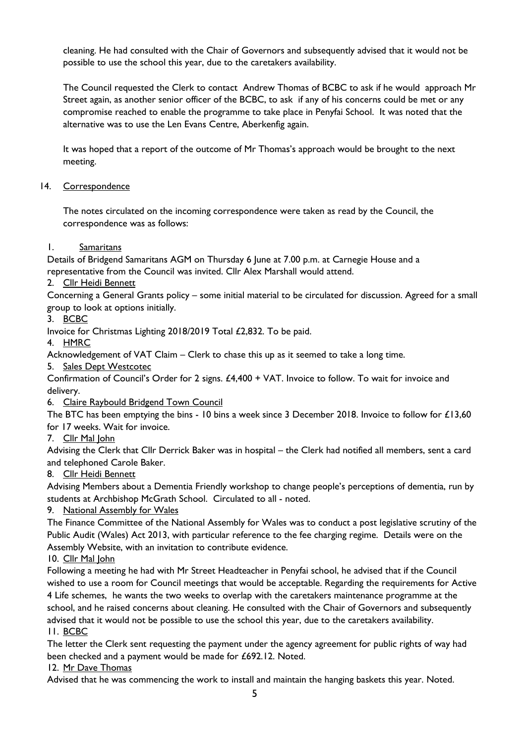cleaning. He had consulted with the Chair of Governors and subsequently advised that it would not be possible to use the school this year, due to the caretakers availability.

The Council requested the Clerk to contact Andrew Thomas of BCBC to ask if he would approach Mr Street again, as another senior officer of the BCBC, to ask if any of his concerns could be met or any compromise reached to enable the programme to take place in Penyfai School. It was noted that the alternative was to use the Len Evans Centre, Aberkenfig again.

It was hoped that a report of the outcome of Mr Thomas's approach would be brought to the next meeting.

14. Correspondence

The notes circulated on the incoming correspondence were taken as read by the Council, the correspondence was as follows:

1. Samaritans

Details of Bridgend Samaritans AGM on Thursday 6 June at 7.00 p.m. at Carnegie House and a representative from the Council was invited. Cllr Alex Marshall would attend.

2. Cllr Heidi Bennett

Concerning a General Grants policy – some initial material to be circulated for discussion. Agreed for a small group to look at options initially.

3. BCBC

Invoice for Christmas Lighting 2018/2019 Total £2,832. To be paid.

4. HMRC

Acknowledgement of VAT Claim – Clerk to chase this up as it seemed to take a long time.

5. Sales Dept Westcotec

Confirmation of Council's Order for 2 signs. £4,400 + VAT. Invoice to follow. To wait for invoice and delivery.

6. Claire Raybould Bridgend Town Council

The BTC has been emptying the bins - 10 bins a week since 3 December 2018. Invoice to follow for £13,60 for 17 weeks. Wait for invoice.

7. Cllr Mal John

Advising the Clerk that Cllr Derrick Baker was in hospital – the Clerk had notified all members, sent a card and telephoned Carole Baker.

8. Cllr Heidi Bennett

Advising Members about a Dementia Friendly workshop to change people's perceptions of dementia, run by students at Archbishop McGrath School. Circulated to all - noted.

9. National Assembly for Wales

The Finance Committee of the National Assembly for Wales was to conduct a post legislative scrutiny of the Public Audit (Wales) Act 2013, with particular reference to the fee charging regime. Details were on the Assembly Website, with an invitation to contribute evidence.

10. Cllr Mal John

Following a meeting he had with Mr Street Headteacher in Penyfai school, he advised that if the Council wished to use a room for Council meetings that would be acceptable. Regarding the requirements for Active 4 Life schemes, he wants the two weeks to overlap with the caretakers maintenance programme at the school, and he raised concerns about cleaning. He consulted with the Chair of Governors and subsequently advised that it would not be possible to use the school this year, due to the caretakers availability.

11. BCBC

The letter the Clerk sent requesting the payment under the agency agreement for public rights of way had been checked and a payment would be made for £692.12. Noted.

12. Mr Dave Thomas

Advised that he was commencing the work to install and maintain the hanging baskets this year. Noted.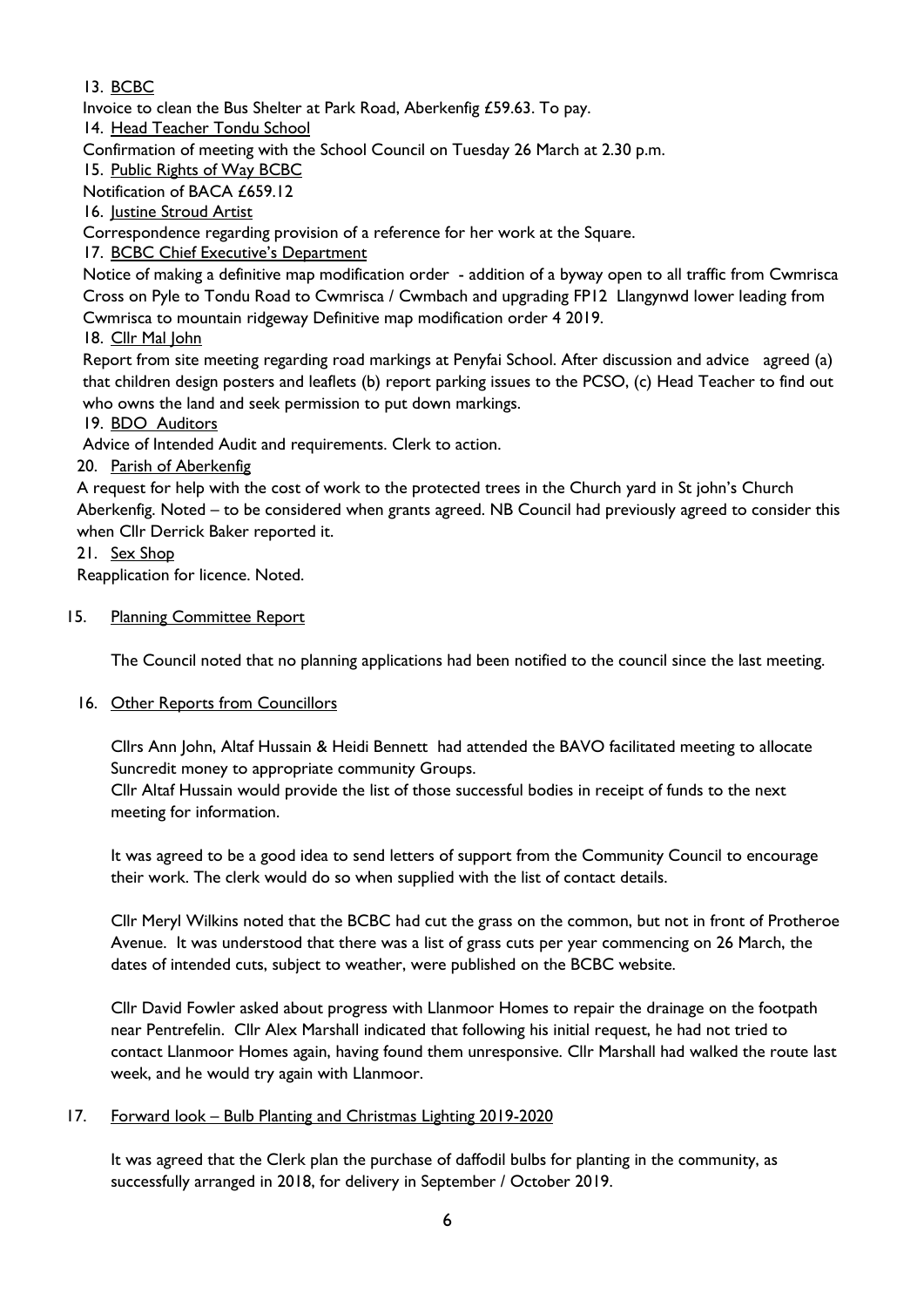13. BCBC

Invoice to clean the Bus Shelter at Park Road, Aberkenfig £59.63. To pay.

14. Head Teacher Tondu School

Confirmation of meeting with the School Council on Tuesday 26 March at 2.30 p.m.

15. Public Rights of Way BCBC

Notification of BACA £659.12

16. Justine Stroud Artist

Correspondence regarding provision of a reference for her work at the Square.

17. BCBC Chief Executive's Department

Notice of making a definitive map modification order - addition of a byway open to all traffic from Cwmrisca Cross on Pyle to Tondu Road to Cwmrisca / Cwmbach and upgrading FP12 Llangynwd lower leading from Cwmrisca to mountain ridgeway Definitive map modification order 4 2019.

18. Cllr Mal John

Report from site meeting regarding road markings at Penyfai School. After discussion and advice agreed (a) that children design posters and leaflets (b) report parking issues to the PCSO, (c) Head Teacher to find out who owns the land and seek permission to put down markings.

19. BDO Auditors

Advice of Intended Audit and requirements. Clerk to action.

20. Parish of Aberkenfig

A request for help with the cost of work to the protected trees in the Church yard in St john's Church Aberkenfig. Noted – to be considered when grants agreed. NB Council had previously agreed to consider this when Cllr Derrick Baker reported it.

21. Sex Shop

Reapplication for licence. Noted.

15. Planning Committee Report

The Council noted that no planning applications had been notified to the council since the last meeting.

16. Other Reports from Councillors

Cllrs Ann John, Altaf Hussain & Heidi Bennett had attended the BAVO facilitated meeting to allocate Suncredit money to appropriate community Groups.

Cllr Altaf Hussain would provide the list of those successful bodies in receipt of funds to the next meeting for information.

It was agreed to be a good idea to send letters of support from the Community Council to encourage their work. The clerk would do so when supplied with the list of contact details.

Cllr Meryl Wilkins noted that the BCBC had cut the grass on the common, but not in front of Protheroe Avenue. It was understood that there was a list of grass cuts per year commencing on 26 March, the dates of intended cuts, subject to weather, were published on the BCBC website.

Cllr David Fowler asked about progress with Llanmoor Homes to repair the drainage on the footpath near Pentrefelin. Cllr Alex Marshall indicated that following his initial request, he had not tried to contact Llanmoor Homes again, having found them unresponsive. Cllr Marshall had walked the route last week, and he would try again with Llanmoor.

17. Forward look – Bulb Planting and Christmas Lighting 2019-2020

It was agreed that the Clerk plan the purchase of daffodil bulbs for planting in the community, as successfully arranged in 2018, for delivery in September / October 2019.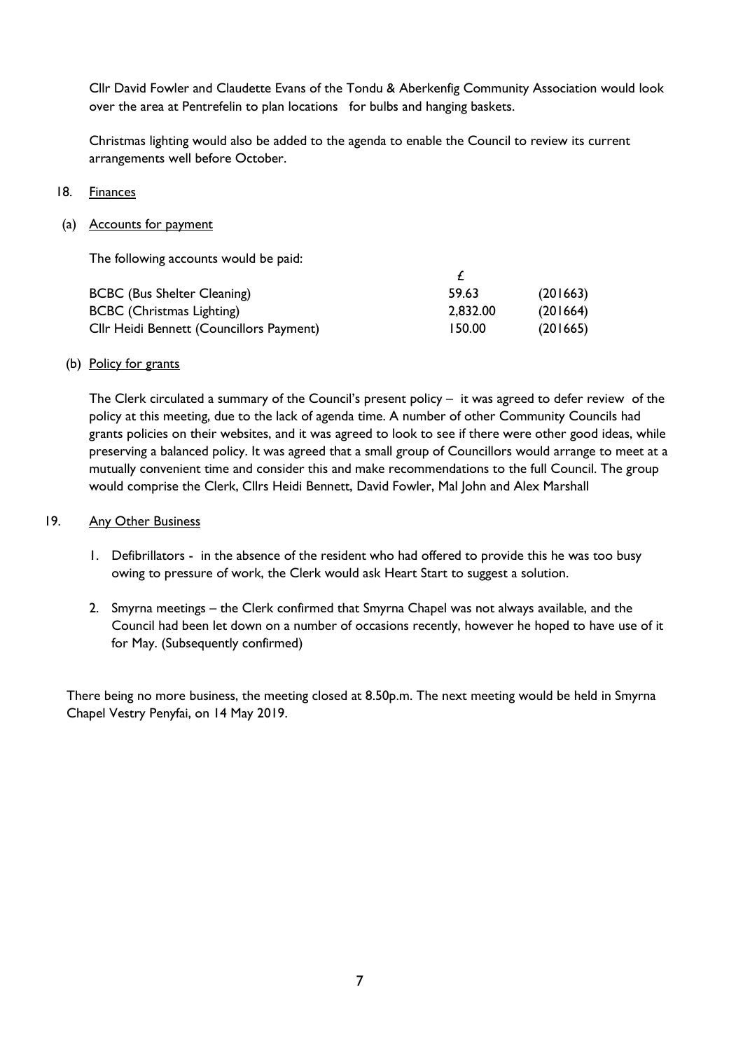Cllr David Fowler and Claudette Evans of the Tondu & Aberkenfig Community Association would look over the area at Pentrefelin to plan locations for bulbs and hanging baskets.

Christmas lighting would also be added to the agenda to enable the Council to review its current arrangements well before October.

18. Finances

(a) Accounts for payment

The following accounts would be paid:

| | £ | |
|---|---|---|
| BCBC (Bus Shelter Cleaning) | 59.63 | (201663) |
| BCBC (Christmas Lighting) | 2,832.00 | (201664) |
| Cllr Heidi Bennett (Councillors Payment) | 150.00 | (201665) |

(b) Policy for grants

The Clerk circulated a summary of the Council's present policy – it was agreed to defer review of the policy at this meeting, due to the lack of agenda time. A number of other Community Councils had grants policies on their websites, and it was agreed to look to see if there were other good ideas, while preserving a balanced policy. It was agreed that a small group of Councillors would arrange to meet at a mutually convenient time and consider this and make recommendations to the full Council. The group would comprise the Clerk, Cllrs Heidi Bennett, David Fowler, Mal John and Alex Marshall

19. Any Other Business

1. Defibrillators - in the absence of the resident who had offered to provide this he was too busy owing to pressure of work, the Clerk would ask Heart Start to suggest a solution.

2. Smyrna meetings – the Clerk confirmed that Smyrna Chapel was not always available, and the Council had been let down on a number of occasions recently, however he hoped to have use of it for May. (Subsequently confirmed)

There being no more business, the meeting closed at 8.50p.m. The next meeting would be held in Smyrna Chapel Vestry Penyfai, on 14 May 2019.